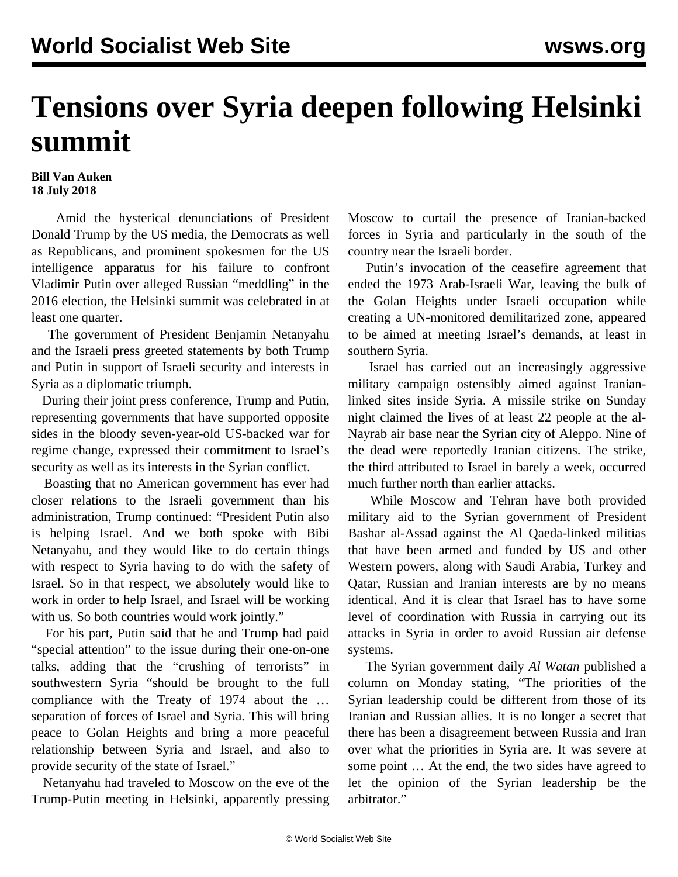# Tensions over Syria deepen following Helsinki summit

**Bill Van Auken**
**18 July 2018**

Amid the hysterical denunciations of President Donald Trump by the US media, the Democrats as well as Republicans, and prominent spokesmen for the US intelligence apparatus for his failure to confront Vladimir Putin over alleged Russian "meddling" in the 2016 election, the Helsinki summit was celebrated in at least one quarter.

The government of President Benjamin Netanyahu and the Israeli press greeted statements by both Trump and Putin in support of Israeli security and interests in Syria as a diplomatic triumph.

During their joint press conference, Trump and Putin, representing governments that have supported opposite sides in the bloody seven-year-old US-backed war for regime change, expressed their commitment to Israel's security as well as its interests in the Syrian conflict.

Boasting that no American government has ever had closer relations to the Israeli government than his administration, Trump continued: "President Putin also is helping Israel. And we both spoke with Bibi Netanyahu, and they would like to do certain things with respect to Syria having to do with the safety of Israel. So in that respect, we absolutely would like to work in order to help Israel, and Israel will be working with us. So both countries would work jointly."

For his part, Putin said that he and Trump had paid "special attention" to the issue during their one-on-one talks, adding that the "crushing of terrorists" in southwestern Syria "should be brought to the full compliance with the Treaty of 1974 about the … separation of forces of Israel and Syria. This will bring peace to Golan Heights and bring a more peaceful relationship between Syria and Israel, and also to provide security of the state of Israel."

Netanyahu had traveled to Moscow on the eve of the Trump-Putin meeting in Helsinki, apparently pressing Moscow to curtail the presence of Iranian-backed forces in Syria and particularly in the south of the country near the Israeli border.

Putin's invocation of the ceasefire agreement that ended the 1973 Arab-Israeli War, leaving the bulk of the Golan Heights under Israeli occupation while creating a UN-monitored demilitarized zone, appeared to be aimed at meeting Israel's demands, at least in southern Syria.

Israel has carried out an increasingly aggressive military campaign ostensibly aimed against Iranian-linked sites inside Syria. A missile strike on Sunday night claimed the lives of at least 22 people at the al-Nayrab air base near the Syrian city of Aleppo. Nine of the dead were reportedly Iranian citizens. The strike, the third attributed to Israel in barely a week, occurred much further north than earlier attacks.

While Moscow and Tehran have both provided military aid to the Syrian government of President Bashar al-Assad against the Al Qaeda-linked militias that have been armed and funded by US and other Western powers, along with Saudi Arabia, Turkey and Qatar, Russian and Iranian interests are by no means identical. And it is clear that Israel has to have some level of coordination with Russia in carrying out its attacks in Syria in order to avoid Russian air defense systems.

The Syrian government daily *Al Watan* published a column on Monday stating, "The priorities of the Syrian leadership could be different from those of its Iranian and Russian allies. It is no longer a secret that there has been a disagreement between Russia and Iran over what the priorities in Syria are. It was severe at some point … At the end, the two sides have agreed to let the opinion of the Syrian leadership be the arbitrator."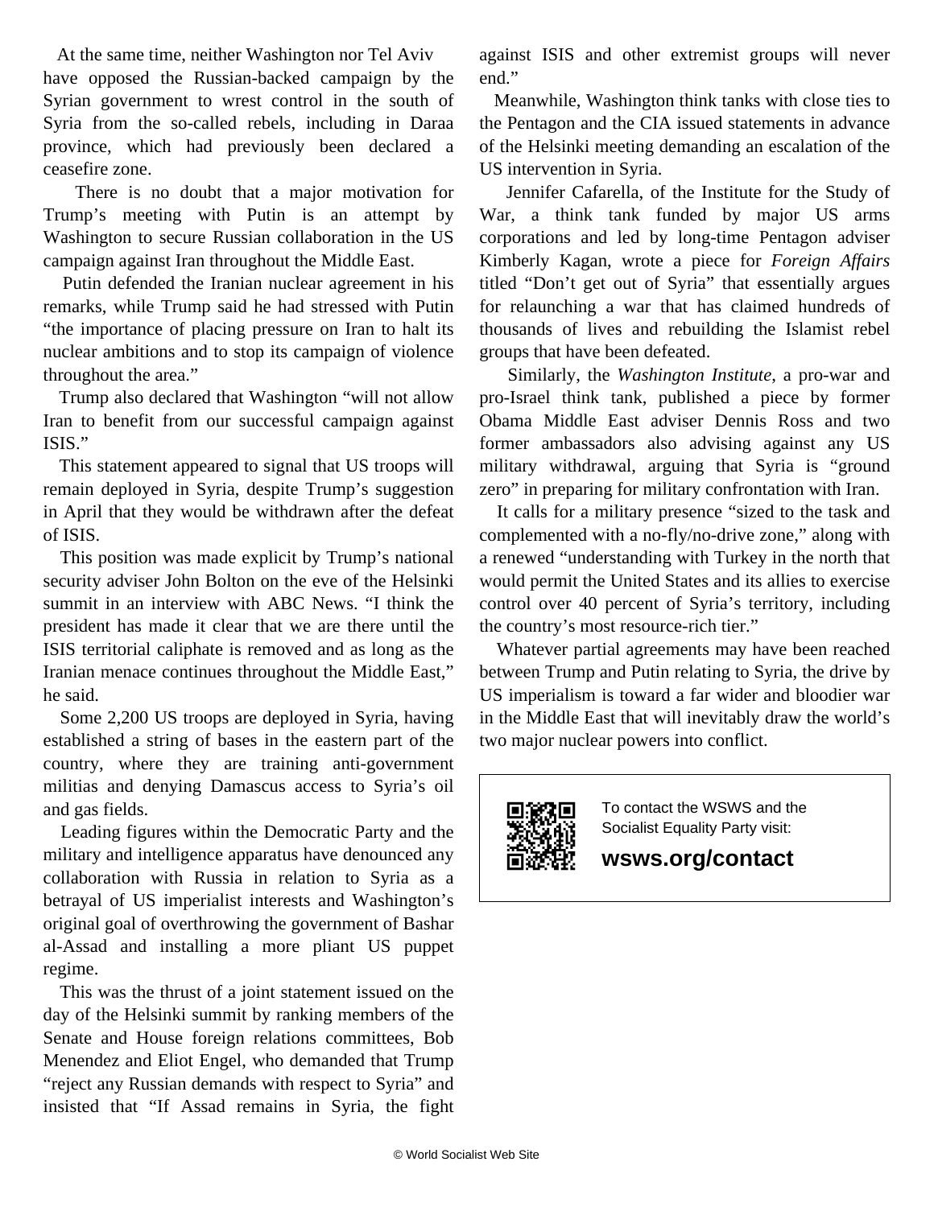At the same time, neither Washington nor Tel Aviv have opposed the Russian-backed campaign by the Syrian government to wrest control in the south of Syria from the so-called rebels, including in Daraa province, which had previously been declared a ceasefire zone.

There is no doubt that a major motivation for Trump's meeting with Putin is an attempt by Washington to secure Russian collaboration in the US campaign against Iran throughout the Middle East.

Putin defended the Iranian nuclear agreement in his remarks, while Trump said he had stressed with Putin "the importance of placing pressure on Iran to halt its nuclear ambitions and to stop its campaign of violence throughout the area."

Trump also declared that Washington "will not allow Iran to benefit from our successful campaign against ISIS."

This statement appeared to signal that US troops will remain deployed in Syria, despite Trump's suggestion in April that they would be withdrawn after the defeat of ISIS.

This position was made explicit by Trump's national security adviser John Bolton on the eve of the Helsinki summit in an interview with ABC News. "I think the president has made it clear that we are there until the ISIS territorial caliphate is removed and as long as the Iranian menace continues throughout the Middle East," he said.

Some 2,200 US troops are deployed in Syria, having established a string of bases in the eastern part of the country, where they are training anti-government militias and denying Damascus access to Syria's oil and gas fields.

Leading figures within the Democratic Party and the military and intelligence apparatus have denounced any collaboration with Russia in relation to Syria as a betrayal of US imperialist interests and Washington's original goal of overthrowing the government of Bashar al-Assad and installing a more pliant US puppet regime.

This was the thrust of a joint statement issued on the day of the Helsinki summit by ranking members of the Senate and House foreign relations committees, Bob Menendez and Eliot Engel, who demanded that Trump "reject any Russian demands with respect to Syria" and insisted that "If Assad remains in Syria, the fight against ISIS and other extremist groups will never end."

Meanwhile, Washington think tanks with close ties to the Pentagon and the CIA issued statements in advance of the Helsinki meeting demanding an escalation of the US intervention in Syria.

Jennifer Cafarella, of the Institute for the Study of War, a think tank funded by major US arms corporations and led by long-time Pentagon adviser Kimberly Kagan, wrote a piece for *Foreign Affairs* titled "Don't get out of Syria" that essentially argues for relaunching a war that has claimed hundreds of thousands of lives and rebuilding the Islamist rebel groups that have been defeated.

Similarly, the *Washington Institute*, a pro-war and pro-Israel think tank, published a piece by former Obama Middle East adviser Dennis Ross and two former ambassadors also advising against any US military withdrawal, arguing that Syria is "ground zero" in preparing for military confrontation with Iran.

It calls for a military presence "sized to the task and complemented with a no-fly/no-drive zone," along with a renewed "understanding with Turkey in the north that would permit the United States and its allies to exercise control over 40 percent of Syria's territory, including the country's most resource-rich tier."

Whatever partial agreements may have been reached between Trump and Putin relating to Syria, the drive by US imperialism is toward a far wider and bloodier war in the Middle East that will inevitably draw the world's two major nuclear powers into conflict.

To contact the WSWS and the Socialist Equality Party visit:

**wsws.org/contact**